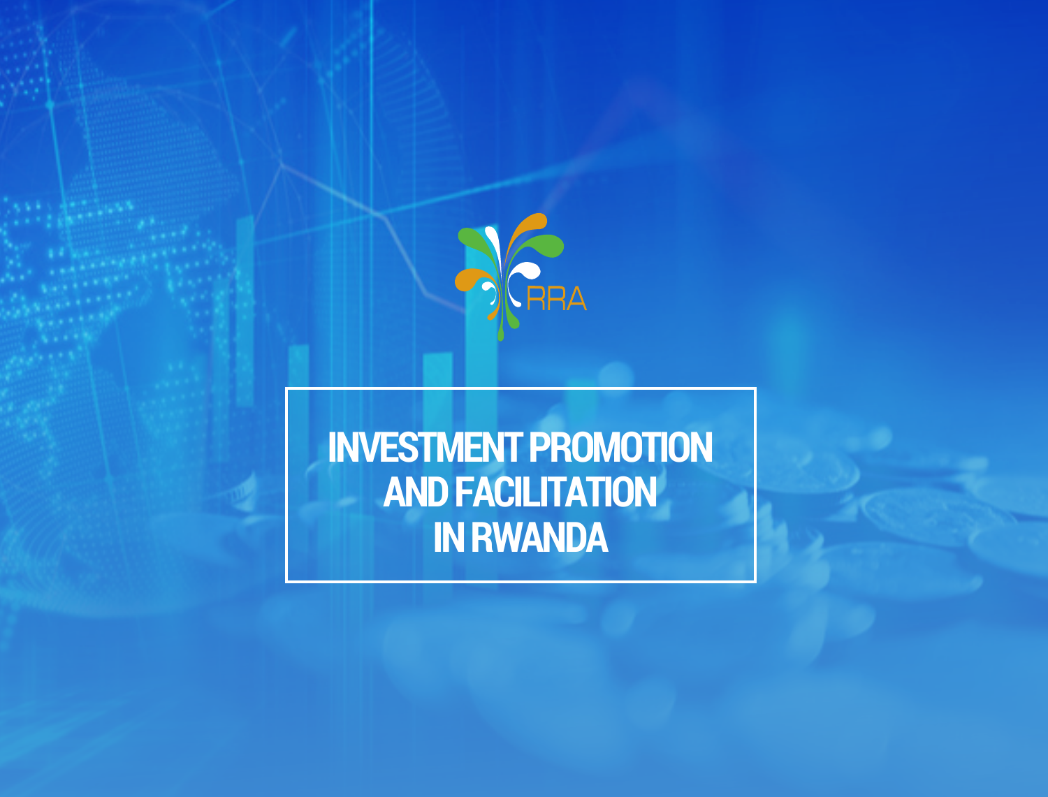RRA

# INVESTMENT PROMOTION AND FACILITATION IN RWANDA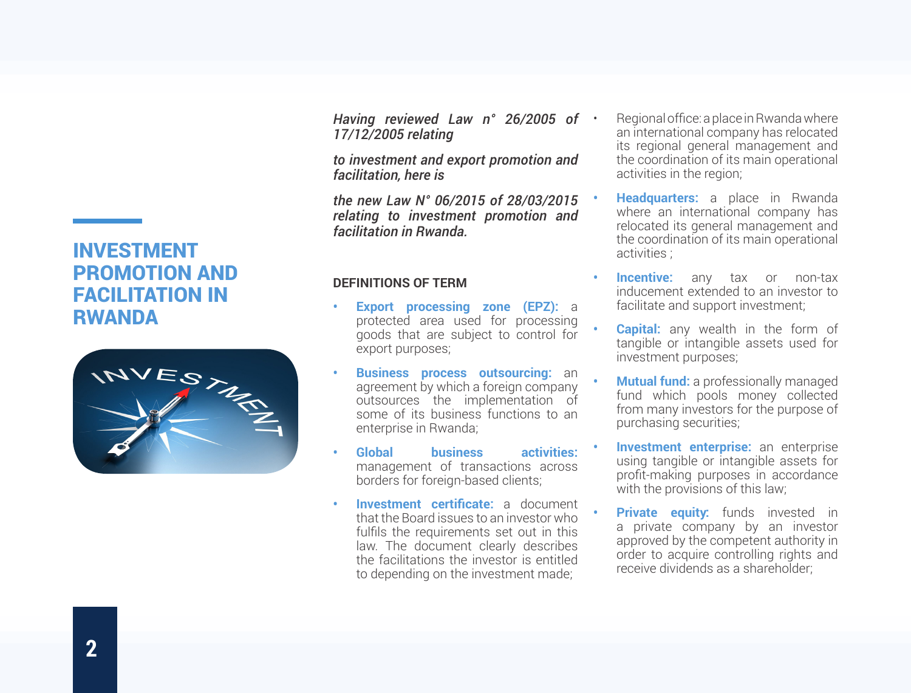# INVESTMENT PROMOTION AND FACILITATION IN RWANDA

*Having reviewed Law n° 26/2005 of 17/12/2005 relating*

*to investment and export promotion and facilitation, here is*

*the new Law N° 06/2015 of 28/03/2015 relating to investment promotion and facilitation in Rwanda.*

## DEFINITIONS OF TERM

- **Export processing zone (EPZ):** a protected area used for processing goods that are subject to control for export purposes;
- **Business process outsourcing:** an agreement by which a foreign company outsources the implementation of some of its business functions to an enterprise in Rwanda;
- **Global business activities:** management of transactions across borders for foreign-based clients;
- **Investment certificate:** a document that the Board issues to an investor who fulfils the requirements set out in this law. The document clearly describes the facilitations the investor is entitled to depending on the investment made;
- Regional office: a place in Rwanda where an international company has relocated its regional general management and the coordination of its main operational activities in the region;
- **Headquarters:** a place in Rwanda where an international company has relocated its general management and the coordination of its main operational activities ;
- **Incentive:** any tax or non-tax inducement extended to an investor to facilitate and support investment;
- **Capital:** any wealth in the form of tangible or intangible assets used for investment purposes;
- **Mutual fund:** a professionally managed fund which pools money collected from many investors for the purpose of purchasing securities;
- **Investment enterprise:** an enterprise using tangible or intangible assets for profit-making purposes in accordance with the provisions of this law;
- **Private equity:** funds invested in a private company by an investor approved by the competent authority in order to acquire controlling rights and receive dividends as a shareholder;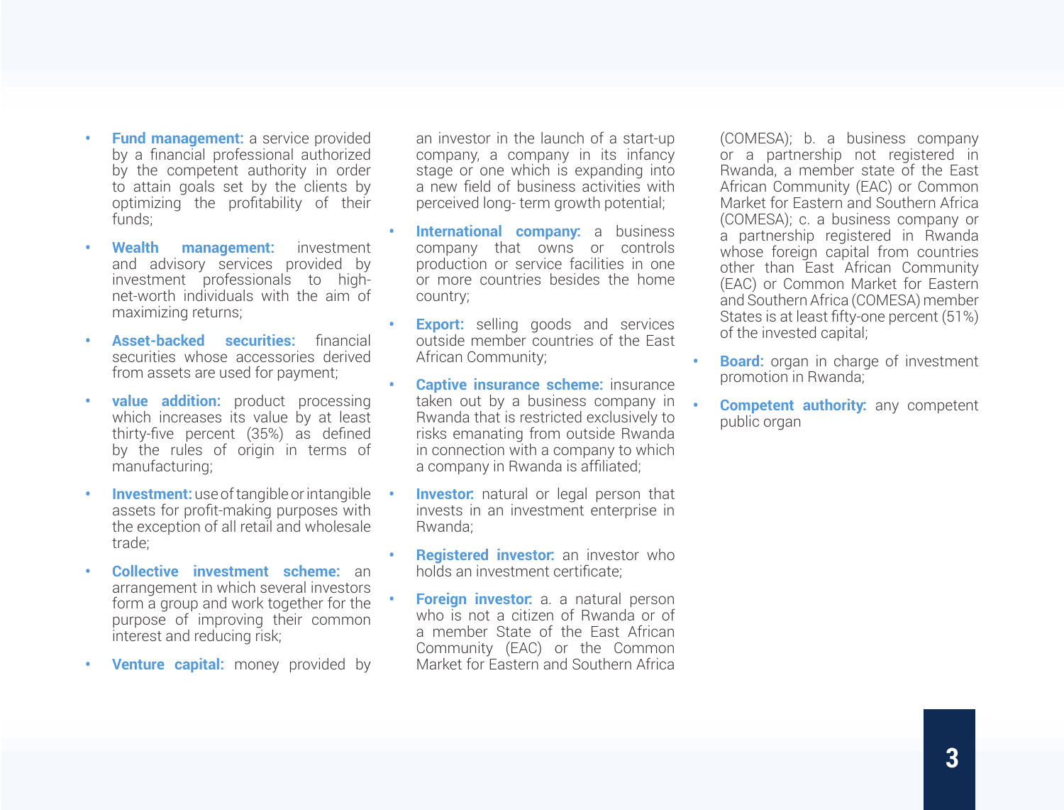- **Fund management:** a service provided by a financial professional authorized by the competent authority in order to attain goals set by the clients by optimizing the profitability of their funds;

- **Wealth management:** investment and advisory services provided by investment professionals to high-net-worth individuals with the aim of maximizing returns;

- **Asset-backed securities:** financial securities whose accessories derived from assets are used for payment;

- **value addition:** product processing which increases its value by at least thirty-five percent (35%) as defined by the rules of origin in terms of manufacturing;

- **Investment:** use of tangible or intangible assets for profit-making purposes with the exception of all retail and wholesale trade;

- **Collective investment scheme:** an arrangement in which several investors form a group and work together for the purpose of improving their common interest and reducing risk;

- **Venture capital:** money provided by an investor in the launch of a start-up company, a company in its infancy stage or one which is expanding into a new field of business activities with perceived long- term growth potential;

- **International company:** a business company that owns or controls production or service facilities in one or more countries besides the home country;

- **Export:** selling goods and services outside member countries of the East African Community;

- **Captive insurance scheme:** insurance taken out by a business company in Rwanda that is restricted exclusively to risks emanating from outside Rwanda in connection with a company to which a company in Rwanda is affiliated;

- **Investor:** natural or legal person that invests in an investment enterprise in Rwanda;

- **Registered investor:** an investor who holds an investment certificate;

- **Foreign investor:** a. a natural person who is not a citizen of Rwanda or of a member State of the East African Community (EAC) or the Common Market for Eastern and Southern Africa (COMESA); b. a business company or a partnership not registered in Rwanda, a member state of the East African Community (EAC) or Common Market for Eastern and Southern Africa (COMESA); c. a business company or a partnership registered in Rwanda whose foreign capital from countries other than East African Community (EAC) or Common Market for Eastern and Southern Africa (COMESA) member States is at least fifty-one percent (51%) of the invested capital;

- **Board:** organ in charge of investment promotion in Rwanda;

- **Competent authority:** any competent public organ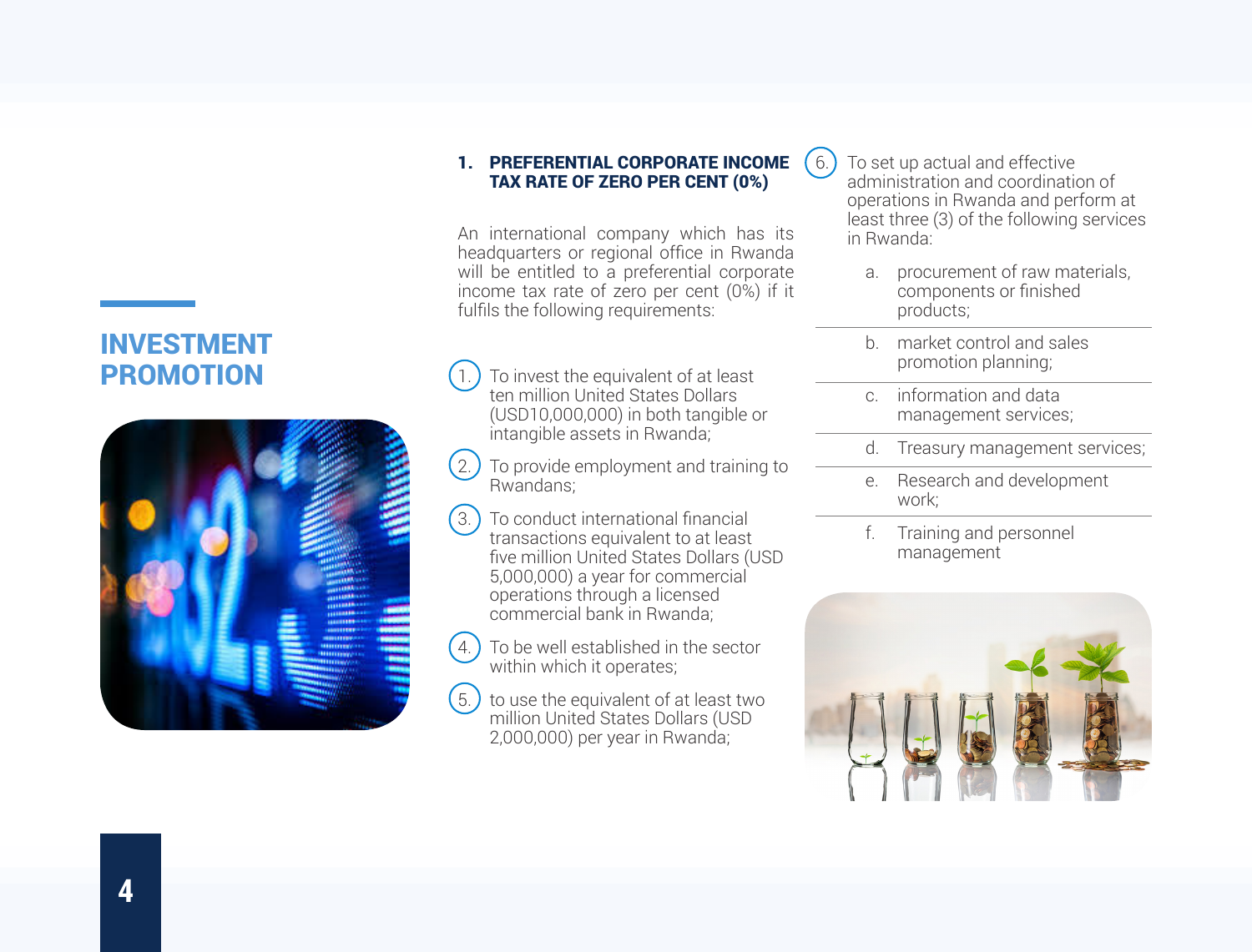# INVESTMENT PROMOTION

## 1. PREFERENTIAL CORPORATE INCOME TAX RATE OF ZERO PER CENT (0%)

An international company which has its headquarters or regional office in Rwanda will be entitled to a preferential corporate income tax rate of zero per cent (0%) if it fulfils the following requirements:

1. To invest the equivalent of at least ten million United States Dollars (USD10,000,000) in both tangible or intangible assets in Rwanda;
2. To provide employment and training to Rwandans;
3. To conduct international financial transactions equivalent to at least five million United States Dollars (USD 5,000,000) a year for commercial operations through a licensed commercial bank in Rwanda;
4. To be well established in the sector within which it operates;
5. to use the equivalent of at least two million United States Dollars (USD 2,000,000) per year in Rwanda;
6. To set up actual and effective administration and coordination of operations in Rwanda and perform at least three (3) of the following services in Rwanda:
   a. procurement of raw materials, components or finished products;
   b. market control and sales promotion planning;
   c. information and data management services;
   d. Treasury management services;
   e. Research and development work;
   f. Training and personnel management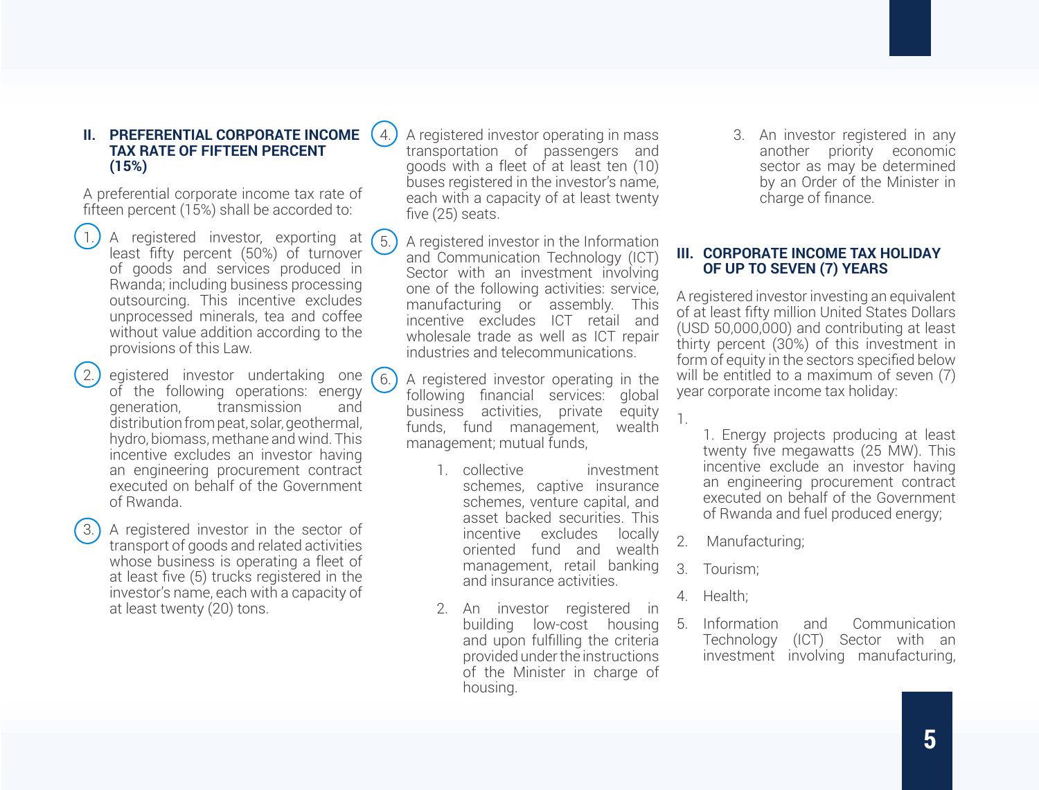## II. PREFERENTIAL CORPORATE INCOME TAX RATE OF FIFTEEN PERCENT (15%)

A preferential corporate income tax rate of fifteen percent (15%) shall be accorded to:

1. A registered investor, exporting at least fifty percent (50%) of turnover of goods and services produced in Rwanda; including business processing outsourcing. This incentive excludes unprocessed minerals, tea and coffee without value addition according to the provisions of this Law.
2. egistered investor undertaking one of the following operations: energy generation, transmission and distribution from peat, solar, geothermal, hydro, biomass, methane and wind. This incentive excludes an investor having an engineering procurement contract executed on behalf of the Government of Rwanda.
3. A registered investor in the sector of transport of goods and related activities whose business is operating a fleet of at least five (5) trucks registered in the investor's name, each with a capacity of at least twenty (20) tons.
4. A registered investor operating in mass transportation of passengers and goods with a fleet of at least ten (10) buses registered in the investor's name, each with a capacity of at least twenty five (25) seats.
5. A registered investor in the Information and Communication Technology (ICT) Sector with an investment involving one of the following activities: service, manufacturing or assembly. This incentive excludes ICT retail and wholesale trade as well as ICT repair industries and telecommunications.
6. A registered investor operating in the following financial services: global business activities, private equity funds, fund management, wealth management; mutual funds,
   1. collective investment schemes, captive insurance schemes, venture capital, and asset backed securities. This incentive excludes locally oriented fund and wealth management, retail banking and insurance activities.
   2. An investor registered in building low-cost housing and upon fulfilling the criteria provided under the instructions of the Minister in charge of housing.
   3. An investor registered in any another priority economic sector as may be determined by an Order of the Minister in charge of finance.

## III. CORPORATE INCOME TAX HOLIDAY OF UP TO SEVEN (7) YEARS

A registered investor investing an equivalent of at least fifty million United States Dollars (USD 50,000,000) and contributing at least thirty percent (30%) of this investment in form of equity in the sectors specified below will be entitled to a maximum of seven (7) year corporate income tax holiday:

1. 
   1. Energy projects producing at least twenty five megawatts (25 MW). This incentive exclude an investor having an engineering procurement contract executed on behalf of the Government of Rwanda and fuel produced energy;
2. Manufacturing;
3. Tourism;
4. Health;
5. Information and Communication Technology (ICT) Sector with an investment involving manufacturing,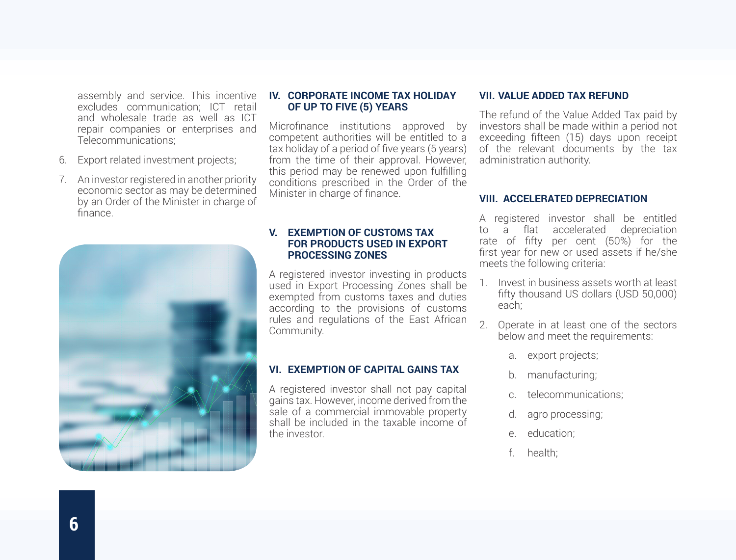assembly and service. This incentive excludes communication; ICT retail and wholesale trade as well as ICT repair companies or enterprises and Telecommunications;

6. Export related investment projects;
7. An investor registered in another priority economic sector as may be determined by an Order of the Minister in charge of finance.

## IV. CORPORATE INCOME TAX HOLIDAY OF UP TO FIVE (5) YEARS

Microfinance institutions approved by competent authorities will be entitled to a tax holiday of a period of five years (5 years) from the time of their approval. However, this period may be renewed upon fulfilling conditions prescribed in the Order of the Minister in charge of finance.

## V. EXEMPTION OF CUSTOMS TAX FOR PRODUCTS USED IN EXPORT PROCESSING ZONES

A registered investor investing in products used in Export Processing Zones shall be exempted from customs taxes and duties according to the provisions of customs rules and regulations of the East African Community.

## VI. EXEMPTION OF CAPITAL GAINS TAX

A registered investor shall not pay capital gains tax. However, income derived from the sale of a commercial immovable property shall be included in the taxable income of the investor.

## VII. VALUE ADDED TAX REFUND

The refund of the Value Added Tax paid by investors shall be made within a period not exceeding fifteen (15) days upon receipt of the relevant documents by the tax administration authority.

## VIII. ACCELERATED DEPRECIATION

A registered investor shall be entitled to a flat accelerated depreciation rate of fifty per cent (50%) for the first year for new or used assets if he/she meets the following criteria:

1. Invest in business assets worth at least fifty thousand US dollars (USD 50,000) each;
2. Operate in at least one of the sectors below and meet the requirements:
   a. export projects;
   b. manufacturing;
   c. telecommunications;
   d. agro processing;
   e. education;
   f. health;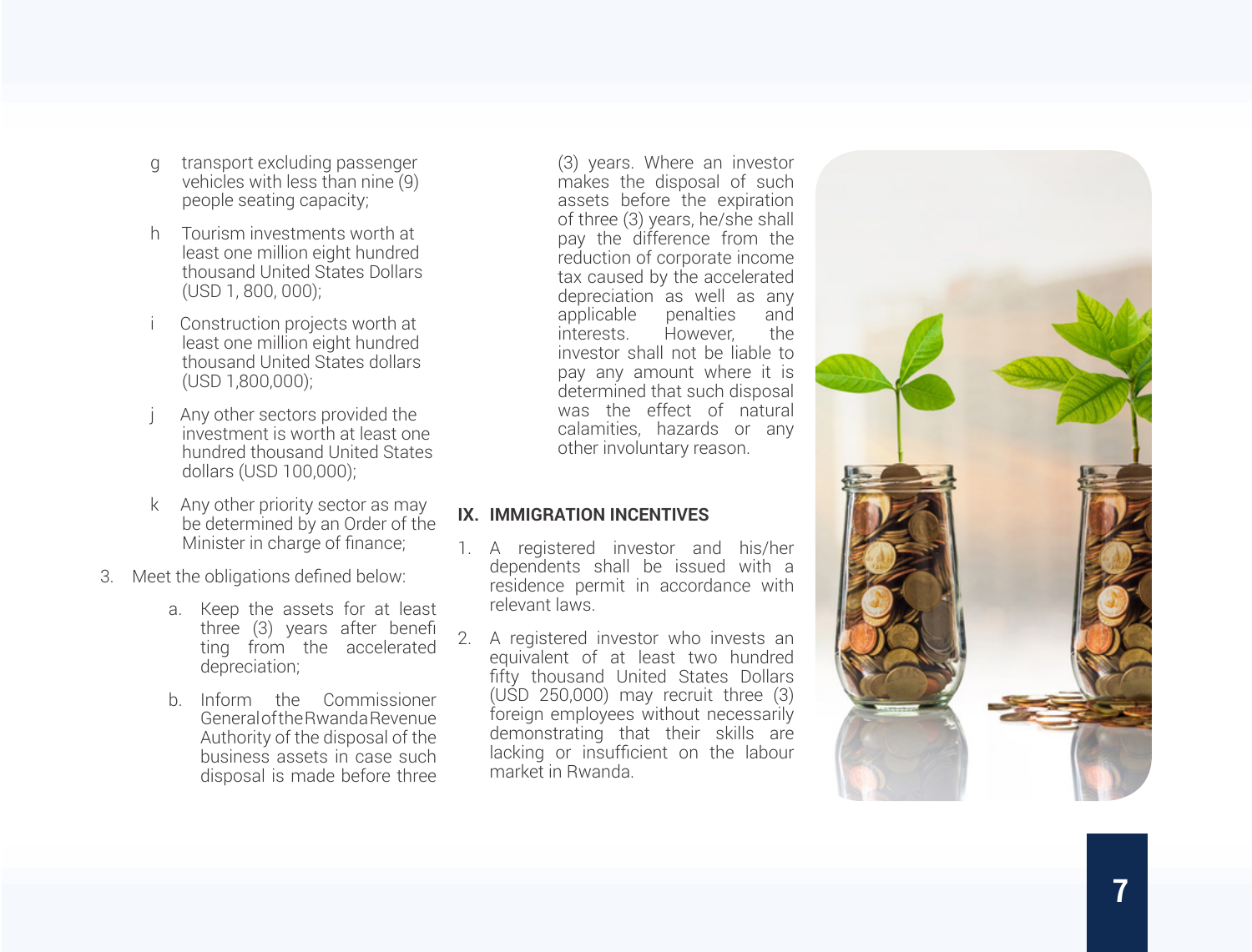g transport excluding passenger vehicles with less than nine (9) people seating capacity;

h Tourism investments worth at least one million eight hundred thousand United States Dollars (USD 1, 800, 000);

i Construction projects worth at least one million eight hundred thousand United States dollars (USD 1,800,000);

j Any other sectors provided the investment is worth at least one hundred thousand United States dollars (USD 100,000);

k Any other priority sector as may be determined by an Order of the Minister in charge of finance;

3. Meet the obligations defined below:

   a. Keep the assets for at least three (3) years after benefiting from the accelerated depreciation;

   b. Inform the Commissioner General of the Rwanda Revenue Authority of the disposal of the business assets in case such disposal is made before three (3) years. Where an investor makes the disposal of such assets before the expiration of three (3) years, he/she shall pay the difference from the reduction of corporate income tax caused by the accelerated depreciation as well as any applicable penalties and interests. However, the investor shall not be liable to pay any amount where it is determined that such disposal was the effect of natural calamities, hazards or any other involuntary reason.

## IX. IMMIGRATION INCENTIVES

1. A registered investor and his/her dependents shall be issued with a residence permit in accordance with relevant laws.

2. A registered investor who invests an equivalent of at least two hundred fifty thousand United States Dollars (USD 250,000) may recruit three (3) foreign employees without necessarily demonstrating that their skills are lacking or insufficient on the labour market in Rwanda.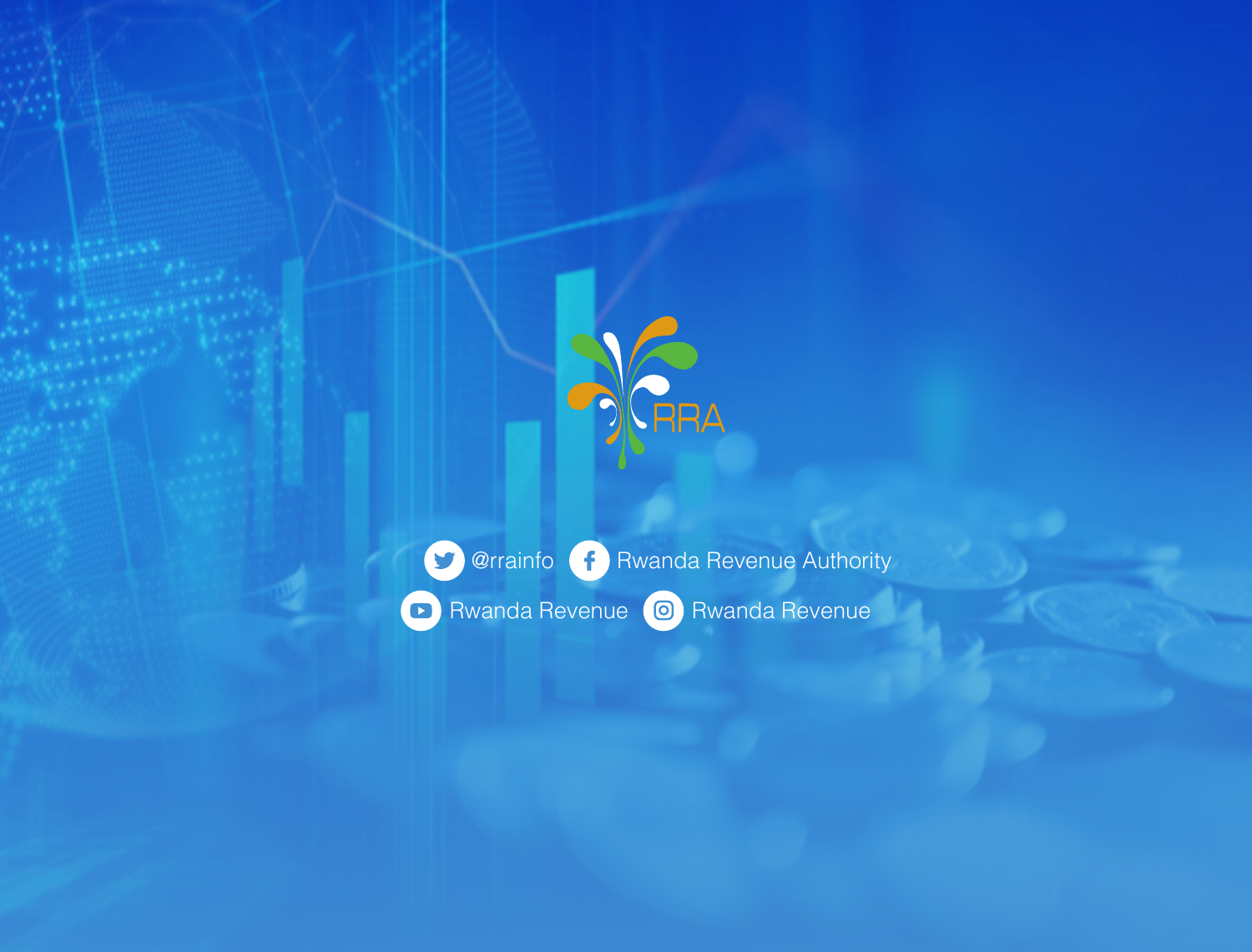RRA

@rrainfo Rwanda Revenue Authority

Rwanda Revenue Rwanda Revenue